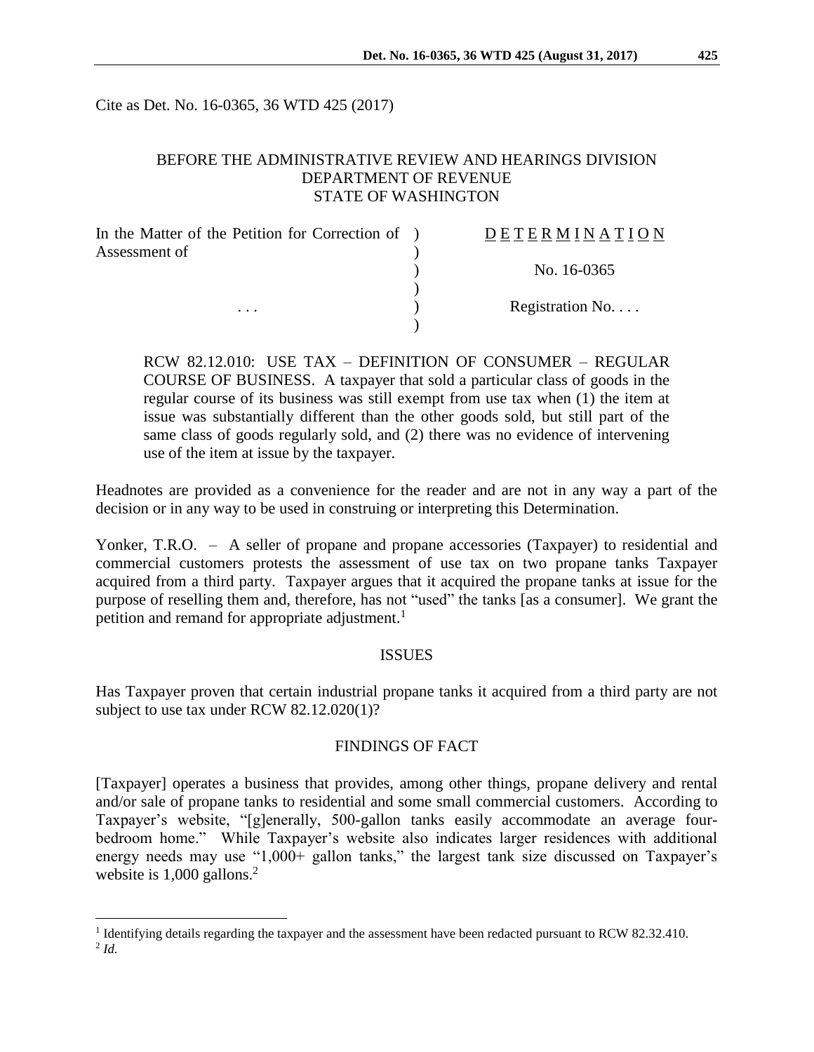Cite as Det. No. 16-0365, 36 WTD 425 (2017)

BEFORE THE ADMINISTRATIVE REVIEW AND HEARINGS DIVISION
DEPARTMENT OF REVENUE
STATE OF WASHINGTON

| In the Matter of the Petition for Correction of Assessment of | ) | D E T E R M I N A T I O N |
|---|---|---|
| | ) | No. 16-0365 |
| . . . | ) | Registration No. . . . |

RCW 82.12.010: USE TAX – DEFINITION OF CONSUMER – REGULAR COURSE OF BUSINESS. A taxpayer that sold a particular class of goods in the regular course of its business was still exempt from use tax when (1) the item at issue was substantially different than the other goods sold, but still part of the same class of goods regularly sold, and (2) there was no evidence of intervening use of the item at issue by the taxpayer.

Headnotes are provided as a convenience for the reader and are not in any way a part of the decision or in any way to be used in construing or interpreting this Determination.

Yonker, T.R.O. – A seller of propane and propane accessories (Taxpayer) to residential and commercial customers protests the assessment of use tax on two propane tanks Taxpayer acquired from a third party. Taxpayer argues that it acquired the propane tanks at issue for the purpose of reselling them and, therefore, has not "used" the tanks [as a consumer]. We grant the petition and remand for appropriate adjustment.[1]

## ISSUES

Has Taxpayer proven that certain industrial propane tanks it acquired from a third party are not subject to use tax under RCW 82.12.020(1)?

## FINDINGS OF FACT

[Taxpayer] operates a business that provides, among other things, propane delivery and rental and/or sale of propane tanks to residential and some small commercial customers. According to Taxpayer's website, "[g]enerally, 500-gallon tanks easily accommodate an average four-bedroom home." While Taxpayer's website also indicates larger residences with additional energy needs may use "1,000+ gallon tanks," the largest tank size discussed on Taxpayer's website is 1,000 gallons.[2]

---

[1] Identifying details regarding the taxpayer and the assessment have been redacted pursuant to RCW 82.32.410.

[2] *Id.*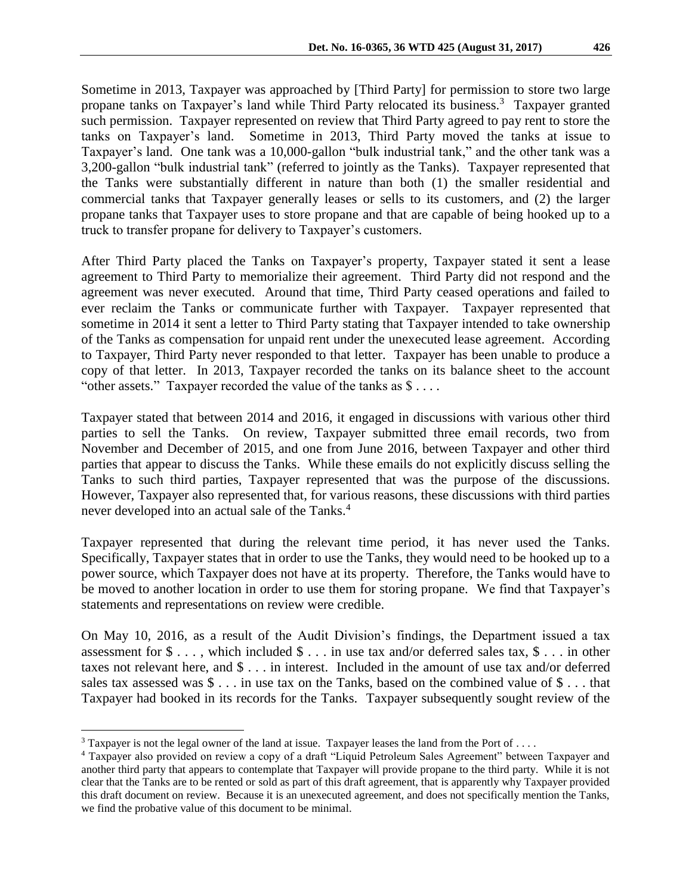Sometime in 2013, Taxpayer was approached by [Third Party] for permission to store two large propane tanks on Taxpayer's land while Third Party relocated its business.[3] Taxpayer granted such permission. Taxpayer represented on review that Third Party agreed to pay rent to store the tanks on Taxpayer's land. Sometime in 2013, Third Party moved the tanks at issue to Taxpayer's land. One tank was a 10,000-gallon "bulk industrial tank," and the other tank was a 3,200-gallon "bulk industrial tank" (referred to jointly as the Tanks). Taxpayer represented that the Tanks were substantially different in nature than both (1) the smaller residential and commercial tanks that Taxpayer generally leases or sells to its customers, and (2) the larger propane tanks that Taxpayer uses to store propane and that are capable of being hooked up to a truck to transfer propane for delivery to Taxpayer's customers.

After Third Party placed the Tanks on Taxpayer's property, Taxpayer stated it sent a lease agreement to Third Party to memorialize their agreement. Third Party did not respond and the agreement was never executed. Around that time, Third Party ceased operations and failed to ever reclaim the Tanks or communicate further with Taxpayer. Taxpayer represented that sometime in 2014 it sent a letter to Third Party stating that Taxpayer intended to take ownership of the Tanks as compensation for unpaid rent under the unexecuted lease agreement. According to Taxpayer, Third Party never responded to that letter. Taxpayer has been unable to produce a copy of that letter. In 2013, Taxpayer recorded the tanks on its balance sheet to the account "other assets." Taxpayer recorded the value of the tanks as $ . . . .

Taxpayer stated that between 2014 and 2016, it engaged in discussions with various other third parties to sell the Tanks. On review, Taxpayer submitted three email records, two from November and December of 2015, and one from June 2016, between Taxpayer and other third parties that appear to discuss the Tanks. While these emails do not explicitly discuss selling the Tanks to such third parties, Taxpayer represented that was the purpose of the discussions. However, Taxpayer also represented that, for various reasons, these discussions with third parties never developed into an actual sale of the Tanks.[4]

Taxpayer represented that during the relevant time period, it has never used the Tanks. Specifically, Taxpayer states that in order to use the Tanks, they would need to be hooked up to a power source, which Taxpayer does not have at its property. Therefore, the Tanks would have to be moved to another location in order to use them for storing propane. We find that Taxpayer's statements and representations on review were credible.

On May 10, 2016, as a result of the Audit Division's findings, the Department issued a tax assessment for $ . . . , which included $ . . . in use tax and/or deferred sales tax, $ . . . in other taxes not relevant here, and $ . . . in interest. Included in the amount of use tax and/or deferred sales tax assessed was $ . . . in use tax on the Tanks, based on the combined value of $ . . . that Taxpayer had booked in its records for the Tanks. Taxpayer subsequently sought review of the

---

[3] Taxpayer is not the legal owner of the land at issue. Taxpayer leases the land from the Port of . . . .

[4] Taxpayer also provided on review a copy of a draft "Liquid Petroleum Sales Agreement" between Taxpayer and another third party that appears to contemplate that Taxpayer will provide propane to the third party. While it is not clear that the Tanks are to be rented or sold as part of this draft agreement, that is apparently why Taxpayer provided this draft document on review. Because it is an unexecuted agreement, and does not specifically mention the Tanks, we find the probative value of this document to be minimal.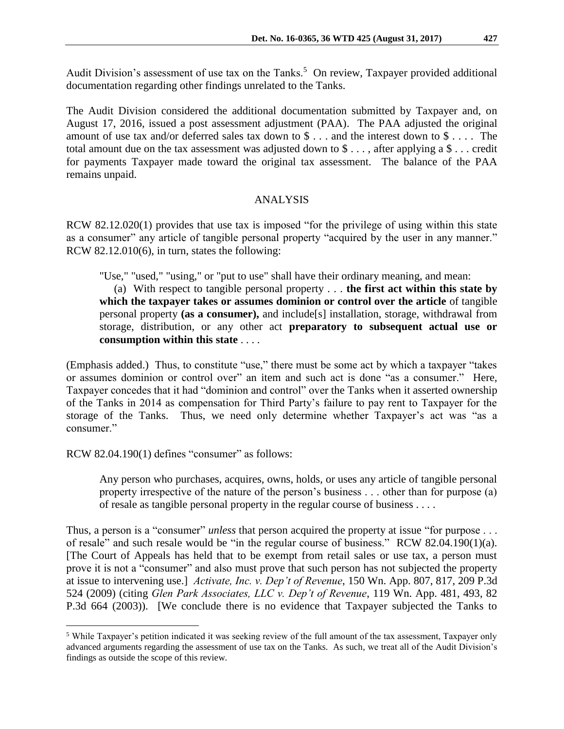Audit Division's assessment of use tax on the Tanks.[5] On review, Taxpayer provided additional documentation regarding other findings unrelated to the Tanks.

The Audit Division considered the additional documentation submitted by Taxpayer and, on August 17, 2016, issued a post assessment adjustment (PAA). The PAA adjusted the original amount of use tax and/or deferred sales tax down to $ . . . and the interest down to $ . . . . The total amount due on the tax assessment was adjusted down to $ . . . , after applying a $ . . . credit for payments Taxpayer made toward the original tax assessment. The balance of the PAA remains unpaid.

## ANALYSIS

RCW 82.12.020(1) provides that use tax is imposed "for the privilege of using within this state as a consumer" any article of tangible personal property "acquired by the user in any manner." RCW 82.12.010(6), in turn, states the following:

> "Use," "used," "using," or "put to use" shall have their ordinary meaning, and mean:
>
> (a) With respect to tangible personal property . . . **the first act within this state by which the taxpayer takes or assumes dominion or control over the article** of tangible personal property **(as a consumer),** and include[s] installation, storage, withdrawal from storage, distribution, or any other act **preparatory to subsequent actual use or consumption within this state** . . . .

(Emphasis added.) Thus, to constitute "use," there must be some act by which a taxpayer "takes or assumes dominion or control over" an item and such act is done "as a consumer." Here, Taxpayer concedes that it had "dominion and control" over the Tanks when it asserted ownership of the Tanks in 2014 as compensation for Third Party's failure to pay rent to Taxpayer for the storage of the Tanks. Thus, we need only determine whether Taxpayer's act was "as a consumer."

RCW 82.04.190(1) defines "consumer" as follows:

> Any person who purchases, acquires, owns, holds, or uses any article of tangible personal property irrespective of the nature of the person's business . . . other than for purpose (a) of resale as tangible personal property in the regular course of business . . . .

Thus, a person is a "consumer" *unless* that person acquired the property at issue "for purpose . . . of resale" and such resale would be "in the regular course of business." RCW 82.04.190(1)(a). [The Court of Appeals has held that to be exempt from retail sales or use tax, a person must prove it is not a "consumer" and also must prove that such person has not subjected the property at issue to intervening use.] *Activate, Inc. v. Dep't of Revenue*, 150 Wn. App. 807, 817, 209 P.3d 524 (2009) (citing *Glen Park Associates, LLC v. Dep't of Revenue*, 119 Wn. App. 481, 493, 82 P.3d 664 (2003)). [We conclude there is no evidence that Taxpayer subjected the Tanks to

---

[5] While Taxpayer's petition indicated it was seeking review of the full amount of the tax assessment, Taxpayer only advanced arguments regarding the assessment of use tax on the Tanks. As such, we treat all of the Audit Division's findings as outside the scope of this review.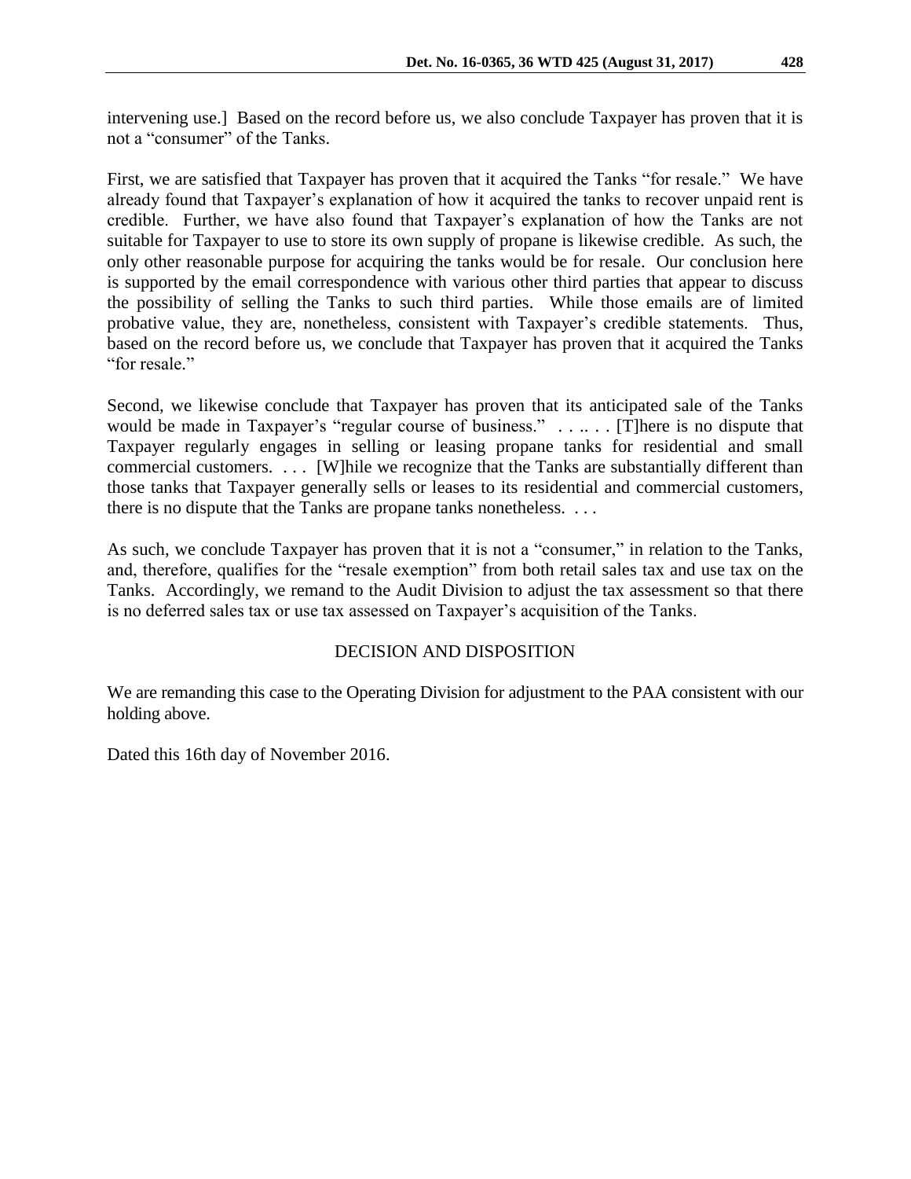intervening use.] Based on the record before us, we also conclude Taxpayer has proven that it is not a "consumer" of the Tanks.

First, we are satisfied that Taxpayer has proven that it acquired the Tanks "for resale." We have already found that Taxpayer's explanation of how it acquired the tanks to recover unpaid rent is credible. Further, we have also found that Taxpayer's explanation of how the Tanks are not suitable for Taxpayer to use to store its own supply of propane is likewise credible. As such, the only other reasonable purpose for acquiring the tanks would be for resale. Our conclusion here is supported by the email correspondence with various other third parties that appear to discuss the possibility of selling the Tanks to such third parties. While those emails are of limited probative value, they are, nonetheless, consistent with Taxpayer's credible statements. Thus, based on the record before us, we conclude that Taxpayer has proven that it acquired the Tanks "for resale."

Second, we likewise conclude that Taxpayer has proven that its anticipated sale of the Tanks would be made in Taxpayer's "regular course of business." . . .. . . [T]here is no dispute that Taxpayer regularly engages in selling or leasing propane tanks for residential and small commercial customers. . . . [W]hile we recognize that the Tanks are substantially different than those tanks that Taxpayer generally sells or leases to its residential and commercial customers, there is no dispute that the Tanks are propane tanks nonetheless. . . .

As such, we conclude Taxpayer has proven that it is not a "consumer," in relation to the Tanks, and, therefore, qualifies for the "resale exemption" from both retail sales tax and use tax on the Tanks. Accordingly, we remand to the Audit Division to adjust the tax assessment so that there is no deferred sales tax or use tax assessed on Taxpayer's acquisition of the Tanks.

## DECISION AND DISPOSITION

We are remanding this case to the Operating Division for adjustment to the PAA consistent with our holding above.

Dated this 16th day of November 2016.